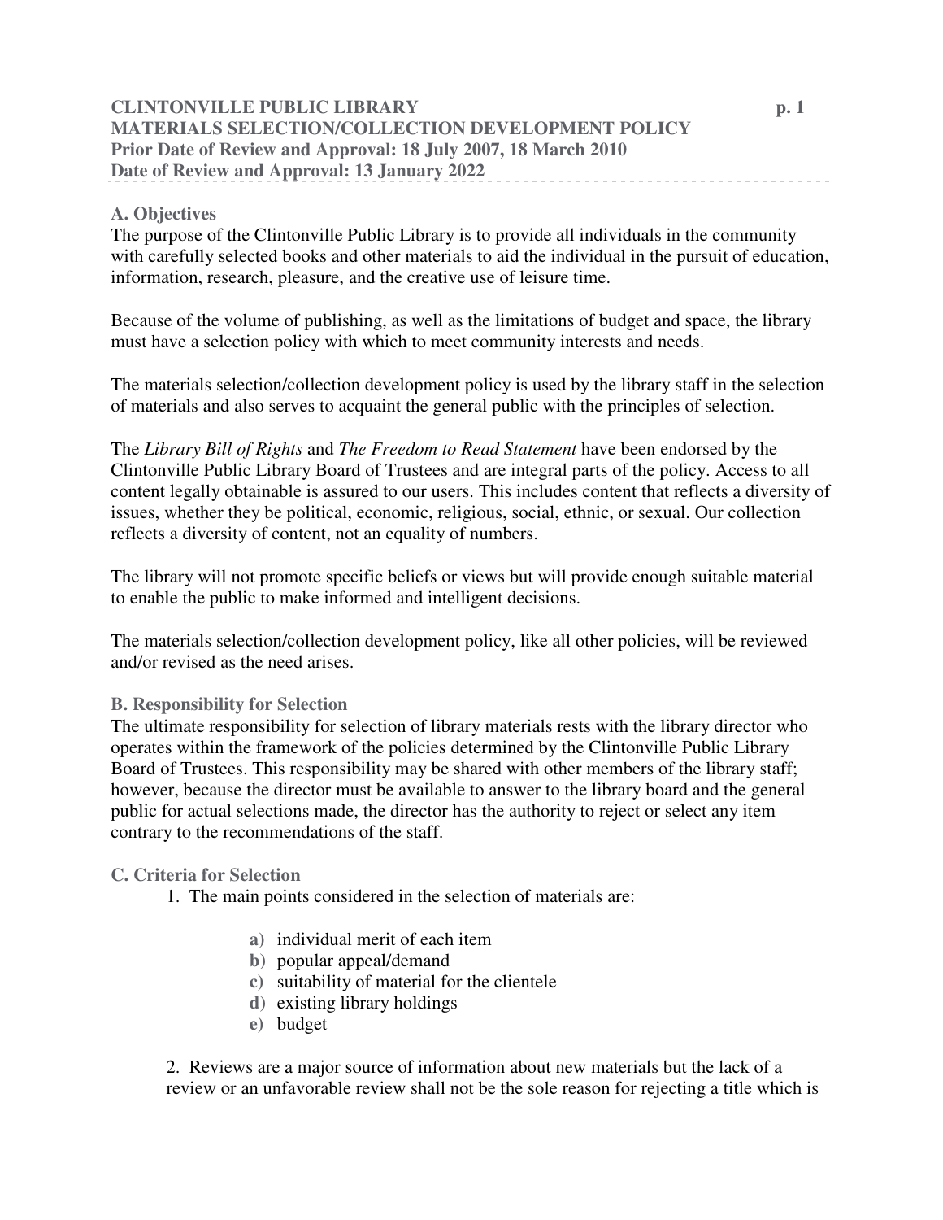# CLINTONVILLE PUBLIC LIBRARY
# MATERIALS SELECTION/COLLECTION DEVELOPMENT POLICY

**Prior Date of Review and Approval: 18 July 2007, 18 March 2010**
**Date of Review and Approval: 13 January 2022**

## A. Objectives

The purpose of the Clintonville Public Library is to provide all individuals in the community with carefully selected books and other materials to aid the individual in the pursuit of education, information, research, pleasure, and the creative use of leisure time.

Because of the volume of publishing, as well as the limitations of budget and space, the library must have a selection policy with which to meet community interests and needs.

The materials selection/collection development policy is used by the library staff in the selection of materials and also serves to acquaint the general public with the principles of selection.

The *Library Bill of Rights* and *The Freedom to Read Statement* have been endorsed by the Clintonville Public Library Board of Trustees and are integral parts of the policy. Access to all content legally obtainable is assured to our users. This includes content that reflects a diversity of issues, whether they be political, economic, religious, social, ethnic, or sexual. Our collection reflects a diversity of content, not an equality of numbers.

The library will not promote specific beliefs or views but will provide enough suitable material to enable the public to make informed and intelligent decisions.

The materials selection/collection development policy, like all other policies, will be reviewed and/or revised as the need arises.

## B. Responsibility for Selection

The ultimate responsibility for selection of library materials rests with the library director who operates within the framework of the policies determined by the Clintonville Public Library Board of Trustees. This responsibility may be shared with other members of the library staff; however, because the director must be available to answer to the library board and the general public for actual selections made, the director has the authority to reject or select any item contrary to the recommendations of the staff.

## C. Criteria for Selection

1. The main points considered in the selection of materials are:

   a) individual merit of each item
   b) popular appeal/demand
   c) suitability of material for the clientele
   d) existing library holdings
   e) budget

2. Reviews are a major source of information about new materials but the lack of a review or an unfavorable review shall not be the sole reason for rejecting a title which is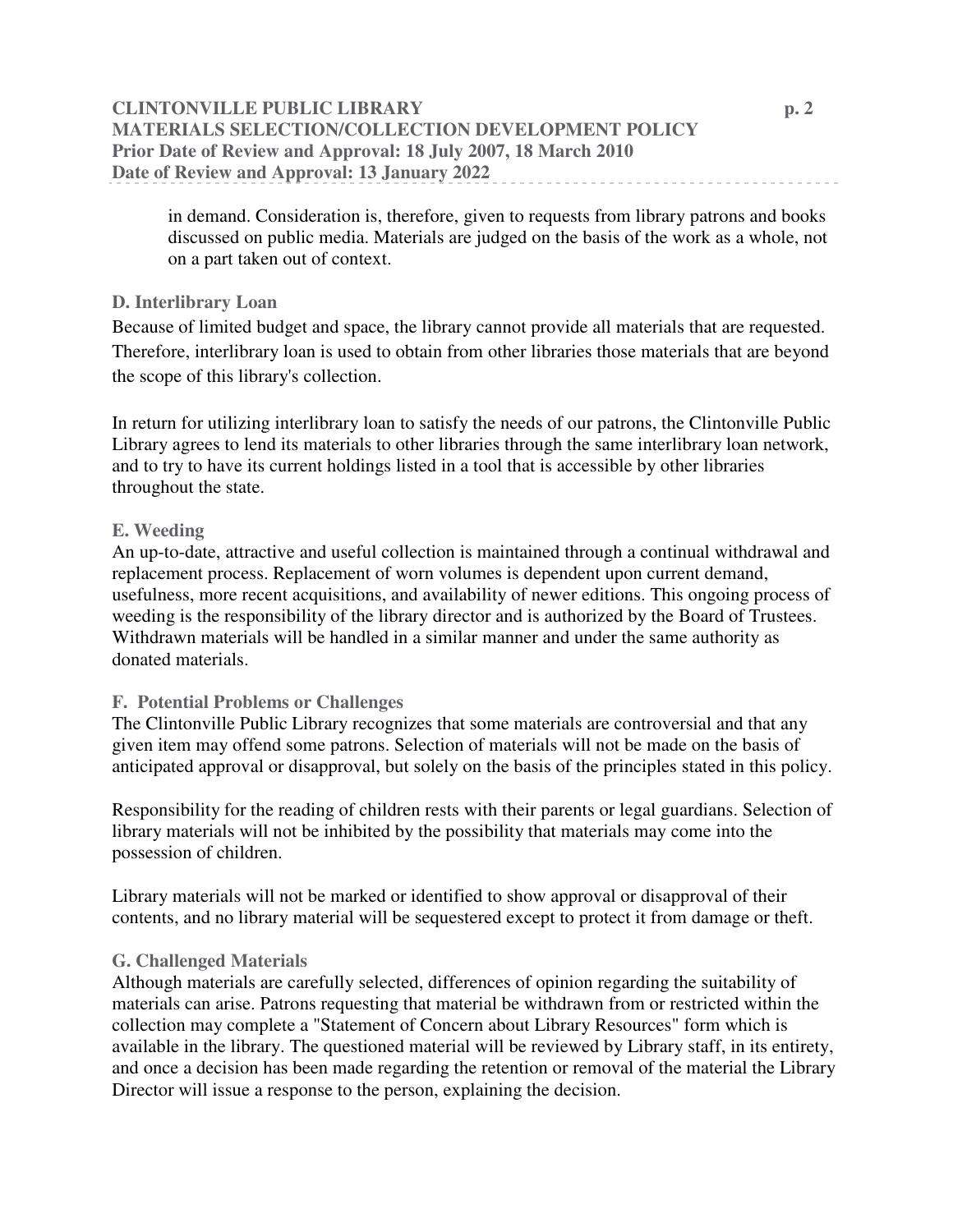in demand. Consideration is, therefore, given to requests from library patrons and books discussed on public media. Materials are judged on the basis of the work as a whole, not on a part taken out of context.

### D. Interlibrary Loan

Because of limited budget and space, the library cannot provide all materials that are requested. Therefore, interlibrary loan is used to obtain from other libraries those materials that are beyond the scope of this library's collection.

In return for utilizing interlibrary loan to satisfy the needs of our patrons, the Clintonville Public Library agrees to lend its materials to other libraries through the same interlibrary loan network, and to try to have its current holdings listed in a tool that is accessible by other libraries throughout the state.

### E. Weeding

An up-to-date, attractive and useful collection is maintained through a continual withdrawal and replacement process. Replacement of worn volumes is dependent upon current demand, usefulness, more recent acquisitions, and availability of newer editions. This ongoing process of weeding is the responsibility of the library director and is authorized by the Board of Trustees. Withdrawn materials will be handled in a similar manner and under the same authority as donated materials.

### F. Potential Problems or Challenges

The Clintonville Public Library recognizes that some materials are controversial and that any given item may offend some patrons. Selection of materials will not be made on the basis of anticipated approval or disapproval, but solely on the basis of the principles stated in this policy.

Responsibility for the reading of children rests with their parents or legal guardians. Selection of library materials will not be inhibited by the possibility that materials may come into the possession of children.

Library materials will not be marked or identified to show approval or disapproval of their contents, and no library material will be sequestered except to protect it from damage or theft.

### G. Challenged Materials

Although materials are carefully selected, differences of opinion regarding the suitability of materials can arise. Patrons requesting that material be withdrawn from or restricted within the collection may complete a "Statement of Concern about Library Resources" form which is available in the library. The questioned material will be reviewed by Library staff, in its entirety, and once a decision has been made regarding the retention or removal of the material the Library Director will issue a response to the person, explaining the decision.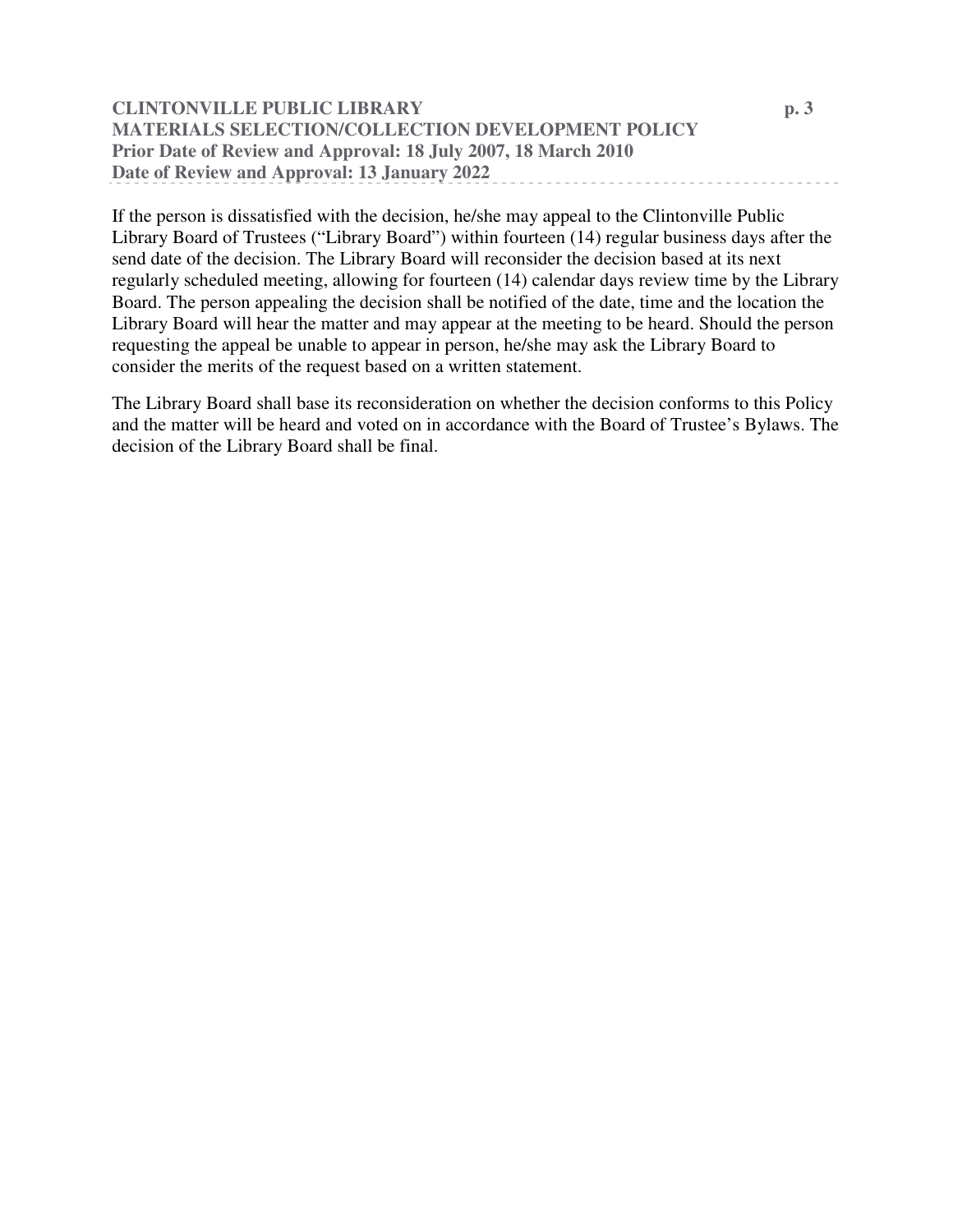If the person is dissatisfied with the decision, he/she may appeal to the Clintonville Public Library Board of Trustees ("Library Board") within fourteen (14) regular business days after the send date of the decision. The Library Board will reconsider the decision based at its next regularly scheduled meeting, allowing for fourteen (14) calendar days review time by the Library Board. The person appealing the decision shall be notified of the date, time and the location the Library Board will hear the matter and may appear at the meeting to be heard. Should the person requesting the appeal be unable to appear in person, he/she may ask the Library Board to consider the merits of the request based on a written statement.

The Library Board shall base its reconsideration on whether the decision conforms to this Policy and the matter will be heard and voted on in accordance with the Board of Trustee's Bylaws. The decision of the Library Board shall be final.